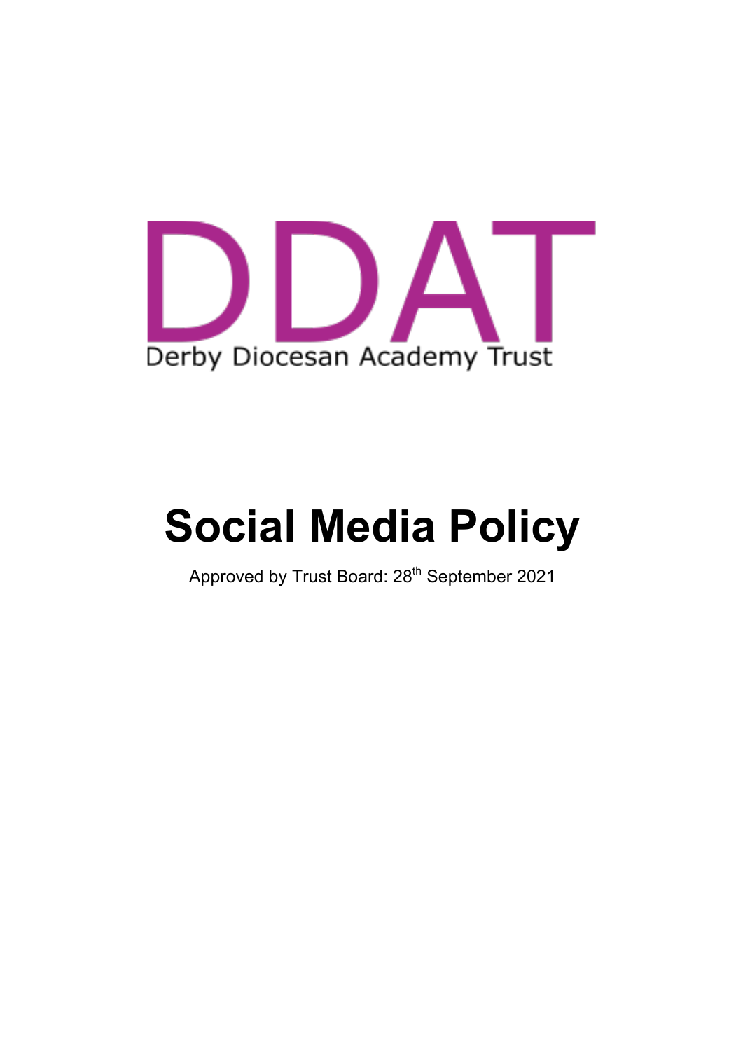DDAT

Derby Diocesan Academy Trust

# Social Media Policy

Approved by Trust Board: 28th September 2021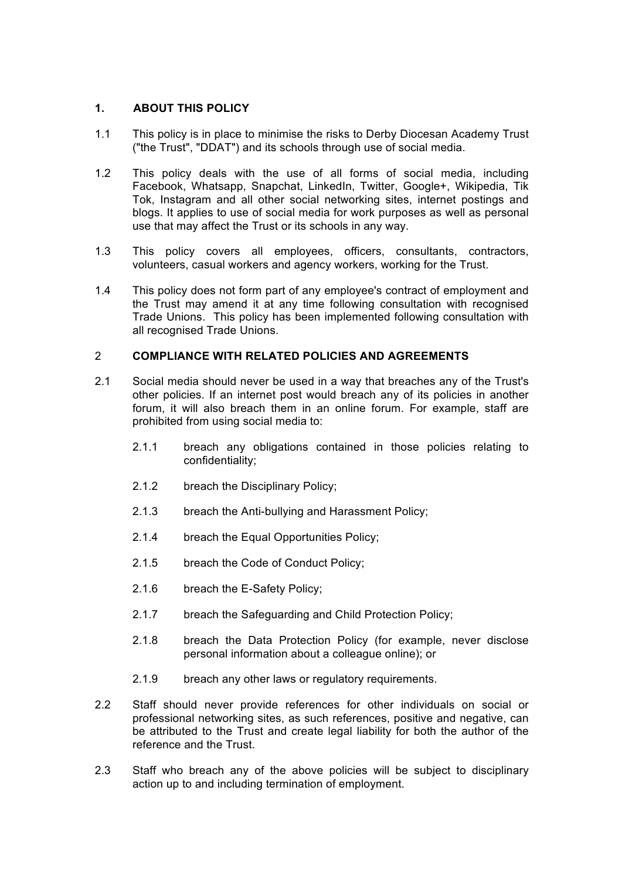## 1. ABOUT THIS POLICY

1.1 This policy is in place to minimise the risks to Derby Diocesan Academy Trust ("the Trust", "DDAT") and its schools through use of social media.

1.2 This policy deals with the use of all forms of social media, including Facebook, Whatsapp, Snapchat, LinkedIn, Twitter, Google+, Wikipedia, Tik Tok, Instagram and all other social networking sites, internet postings and blogs. It applies to use of social media for work purposes as well as personal use that may affect the Trust or its schools in any way.

1.3 This policy covers all employees, officers, consultants, contractors, volunteers, casual workers and agency workers, working for the Trust.

1.4 This policy does not form part of any employee's contract of employment and the Trust may amend it at any time following consultation with recognised Trade Unions. This policy has been implemented following consultation with all recognised Trade Unions.

## 2 COMPLIANCE WITH RELATED POLICIES AND AGREEMENTS

2.1 Social media should never be used in a way that breaches any of the Trust's other policies. If an internet post would breach any of its policies in another forum, it will also breach them in an online forum. For example, staff are prohibited from using social media to:

2.1.1 breach any obligations contained in those policies relating to confidentiality;

2.1.2 breach the Disciplinary Policy;

2.1.3 breach the Anti-bullying and Harassment Policy;

2.1.4 breach the Equal Opportunities Policy;

2.1.5 breach the Code of Conduct Policy;

2.1.6 breach the E-Safety Policy;

2.1.7 breach the Safeguarding and Child Protection Policy;

2.1.8 breach the Data Protection Policy (for example, never disclose personal information about a colleague online); or

2.1.9 breach any other laws or regulatory requirements.

2.2 Staff should never provide references for other individuals on social or professional networking sites, as such references, positive and negative, can be attributed to the Trust and create legal liability for both the author of the reference and the Trust.

2.3 Staff who breach any of the above policies will be subject to disciplinary action up to and including termination of employment.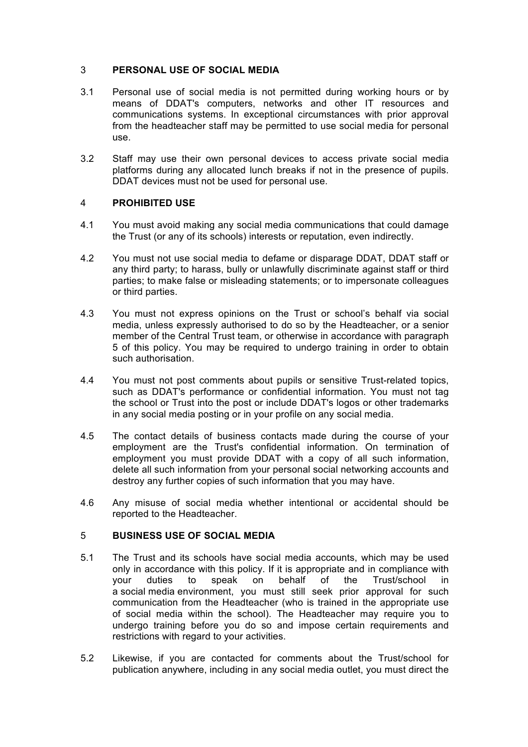## 3 PERSONAL USE OF SOCIAL MEDIA

3.1 Personal use of social media is not permitted during working hours or by means of DDAT's computers, networks and other IT resources and communications systems. In exceptional circumstances with prior approval from the headteacher staff may be permitted to use social media for personal use.

3.2 Staff may use their own personal devices to access private social media platforms during any allocated lunch breaks if not in the presence of pupils. DDAT devices must not be used for personal use.

## 4 PROHIBITED USE

4.1 You must avoid making any social media communications that could damage the Trust (or any of its schools) interests or reputation, even indirectly.

4.2 You must not use social media to defame or disparage DDAT, DDAT staff or any third party; to harass, bully or unlawfully discriminate against staff or third parties; to make false or misleading statements; or to impersonate colleagues or third parties.

4.3 You must not express opinions on the Trust or school's behalf via social media, unless expressly authorised to do so by the Headteacher, or a senior member of the Central Trust team, or otherwise in accordance with paragraph 5 of this policy. You may be required to undergo training in order to obtain such authorisation.

4.4 You must not post comments about pupils or sensitive Trust-related topics, such as DDAT's performance or confidential information. You must not tag the school or Trust into the post or include DDAT's logos or other trademarks in any social media posting or in your profile on any social media.

4.5 The contact details of business contacts made during the course of your employment are the Trust's confidential information. On termination of employment you must provide DDAT with a copy of all such information, delete all such information from your personal social networking accounts and destroy any further copies of such information that you may have.

4.6 Any misuse of social media whether intentional or accidental should be reported to the Headteacher.

## 5 BUSINESS USE OF SOCIAL MEDIA

5.1 The Trust and its schools have social media accounts, which may be used only in accordance with this policy. If it is appropriate and in compliance with your duties to speak on behalf of the Trust/school in a social media environment, you must still seek prior approval for such communication from the Headteacher (who is trained in the appropriate use of social media within the school). The Headteacher may require you to undergo training before you do so and impose certain requirements and restrictions with regard to your activities.

5.2 Likewise, if you are contacted for comments about the Trust/school for publication anywhere, including in any social media outlet, you must direct the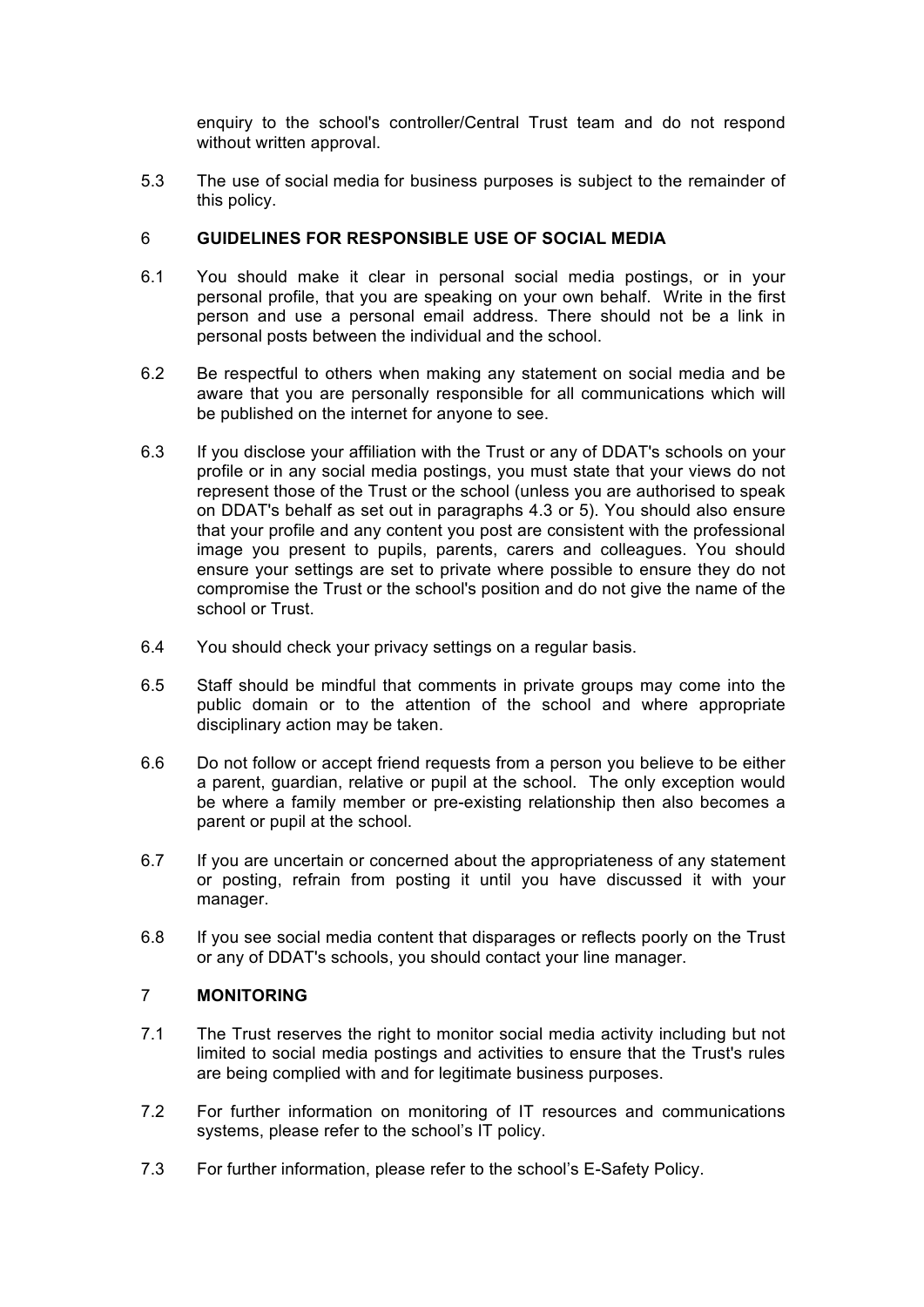enquiry to the school's controller/Central Trust team and do not respond without written approval.

5.3 The use of social media for business purposes is subject to the remainder of this policy.

## 6 GUIDELINES FOR RESPONSIBLE USE OF SOCIAL MEDIA

6.1 You should make it clear in personal social media postings, or in your personal profile, that you are speaking on your own behalf. Write in the first person and use a personal email address. There should not be a link in personal posts between the individual and the school.

6.2 Be respectful to others when making any statement on social media and be aware that you are personally responsible for all communications which will be published on the internet for anyone to see.

6.3 If you disclose your affiliation with the Trust or any of DDAT's schools on your profile or in any social media postings, you must state that your views do not represent those of the Trust or the school (unless you are authorised to speak on DDAT's behalf as set out in paragraphs 4.3 or 5). You should also ensure that your profile and any content you post are consistent with the professional image you present to pupils, parents, carers and colleagues. You should ensure your settings are set to private where possible to ensure they do not compromise the Trust or the school's position and do not give the name of the school or Trust.

6.4 You should check your privacy settings on a regular basis.

6.5 Staff should be mindful that comments in private groups may come into the public domain or to the attention of the school and where appropriate disciplinary action may be taken.

6.6 Do not follow or accept friend requests from a person you believe to be either a parent, guardian, relative or pupil at the school. The only exception would be where a family member or pre-existing relationship then also becomes a parent or pupil at the school.

6.7 If you are uncertain or concerned about the appropriateness of any statement or posting, refrain from posting it until you have discussed it with your manager.

6.8 If you see social media content that disparages or reflects poorly on the Trust or any of DDAT's schools, you should contact your line manager.

## 7 MONITORING

7.1 The Trust reserves the right to monitor social media activity including but not limited to social media postings and activities to ensure that the Trust's rules are being complied with and for legitimate business purposes.

7.2 For further information on monitoring of IT resources and communications systems, please refer to the school's IT policy.

7.3 For further information, please refer to the school's E-Safety Policy.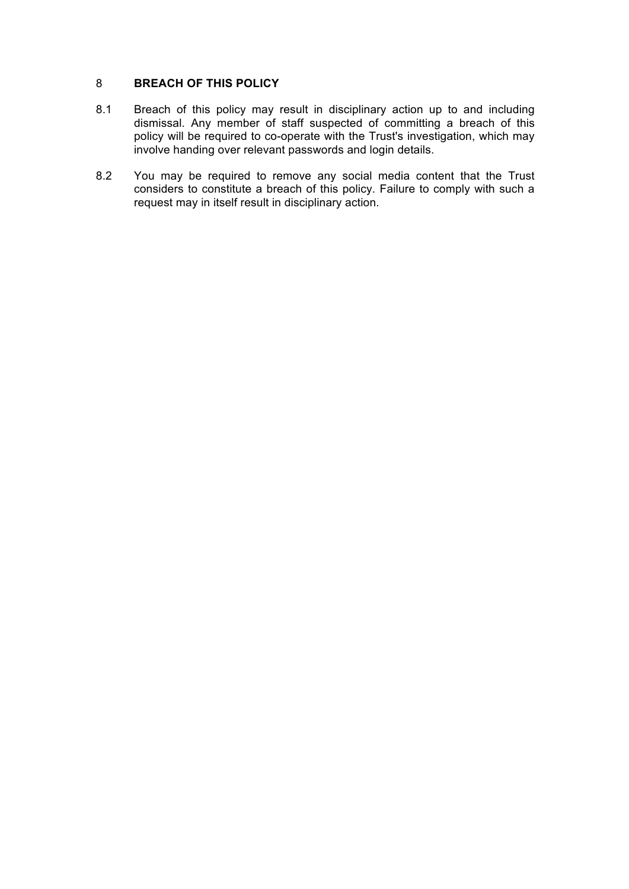## 8 BREACH OF THIS POLICY

8.1 Breach of this policy may result in disciplinary action up to and including dismissal. Any member of staff suspected of committing a breach of this policy will be required to co-operate with the Trust's investigation, which may involve handing over relevant passwords and login details.

8.2 You may be required to remove any social media content that the Trust considers to constitute a breach of this policy. Failure to comply with such a request may in itself result in disciplinary action.